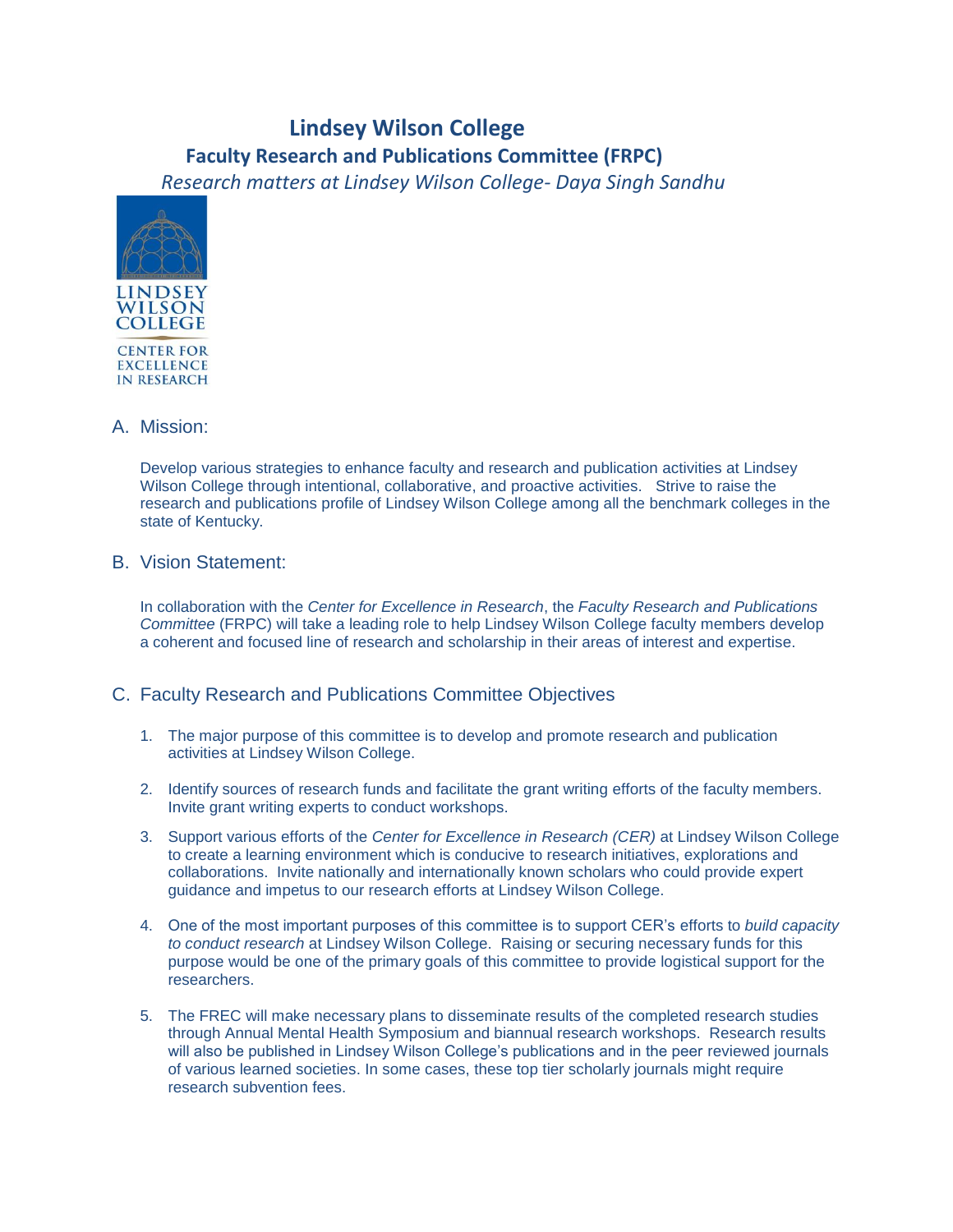# Lindsey Wilson College

## Faculty Research and Publications Committee (FRPC)

*Research matters at Lindsey Wilson College- Daya Singh Sandhu*

LINDSEY WILSON COLLEGE
CENTER FOR EXCELLENCE IN RESEARCH

### A. Mission:

Develop various strategies to enhance faculty and research and publication activities at Lindsey Wilson College through intentional, collaborative, and proactive activities. Strive to raise the research and publications profile of Lindsey Wilson College among all the benchmark colleges in the state of Kentucky.

### B. Vision Statement:

In collaboration with the *Center for Excellence in Research*, the *Faculty Research and Publications Committee* (FRPC) will take a leading role to help Lindsey Wilson College faculty members develop a coherent and focused line of research and scholarship in their areas of interest and expertise.

### C. Faculty Research and Publications Committee Objectives

1. The major purpose of this committee is to develop and promote research and publication activities at Lindsey Wilson College.
2. Identify sources of research funds and facilitate the grant writing efforts of the faculty members. Invite grant writing experts to conduct workshops.
3. Support various efforts of the *Center for Excellence in Research (CER)* at Lindsey Wilson College to create a learning environment which is conducive to research initiatives, explorations and collaborations. Invite nationally and internationally known scholars who could provide expert guidance and impetus to our research efforts at Lindsey Wilson College.
4. One of the most important purposes of this committee is to support CER's efforts to *build capacity to conduct research* at Lindsey Wilson College. Raising or securing necessary funds for this purpose would be one of the primary goals of this committee to provide logistical support for the researchers.
5. The FREC will make necessary plans to disseminate results of the completed research studies through Annual Mental Health Symposium and biannual research workshops. Research results will also be published in Lindsey Wilson College's publications and in the peer reviewed journals of various learned societies. In some cases, these top tier scholarly journals might require research subvention fees.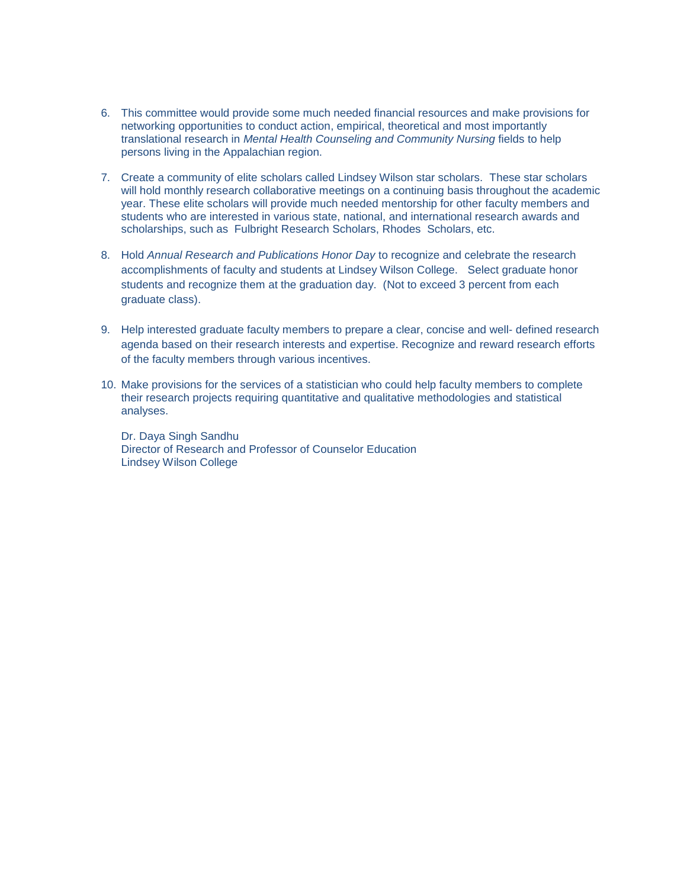6. This committee would provide some much needed financial resources and make provisions for networking opportunities to conduct action, empirical, theoretical and most importantly translational research in *Mental Health Counseling and Community Nursing* fields to help persons living in the Appalachian region.

7. Create a community of elite scholars called Lindsey Wilson star scholars. These star scholars will hold monthly research collaborative meetings on a continuing basis throughout the academic year. These elite scholars will provide much needed mentorship for other faculty members and students who are interested in various state, national, and international research awards and scholarships, such as Fulbright Research Scholars, Rhodes Scholars, etc.

8. Hold *Annual Research and Publications Honor Day* to recognize and celebrate the research accomplishments of faculty and students at Lindsey Wilson College. Select graduate honor students and recognize them at the graduation day. (Not to exceed 3 percent from each graduate class).

9. Help interested graduate faculty members to prepare a clear, concise and well- defined research agenda based on their research interests and expertise. Recognize and reward research efforts of the faculty members through various incentives.

10. Make provisions for the services of a statistician who could help faculty members to complete their research projects requiring quantitative and qualitative methodologies and statistical analyses.

Dr. Daya Singh Sandhu
Director of Research and Professor of Counselor Education
Lindsey Wilson College